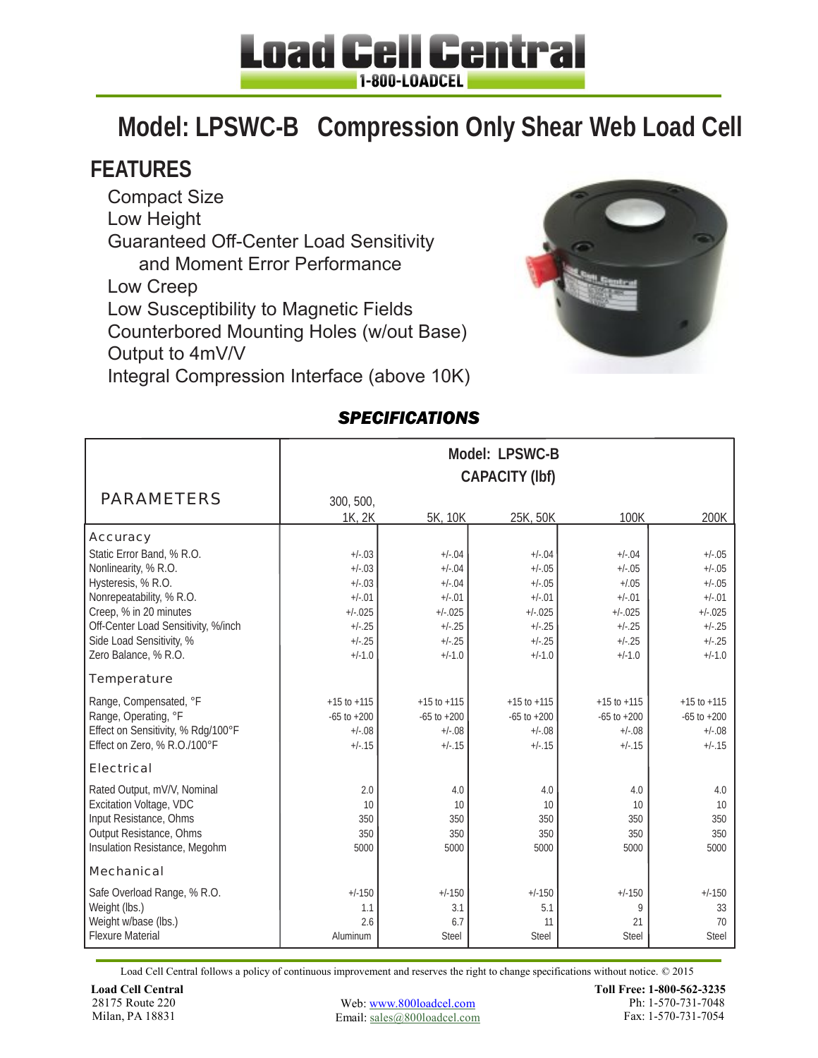# Load Cell Central

1-800-LOADCEL

# Model: LPSWC-B Compression Only Shear Web Load Cell

## FEATURES

- Compact Size
- Low Height
- Guaranteed Off-Center Load Sensitivity and Moment Error Performance
- Low Creep
- Low Susceptibility to Magnetic Fields
- Counterbored Mounting Holes (w/out Base)
- Output to 4mV/V
- Integral Compression Interface (above 10K)

## *SPECIFICATIONS*

| PARAMETERS | Model: LPSWC-B CAPACITY (lbf) | | | | |
|---|---|---|---|---|---|
| | 300, 500, 1K, 2K | 5K, 10K | 25K, 50K | 100K | 200K |
| **Accuracy** | | | | | |
| Static Error Band, % R.O. | +/-.03 | +/-.04 | +/-.04 | +/-.04 | +/-.05 |
| Nonlinearity, % R.O. | +/-.03 | +/-.04 | +/-.05 | +/-.05 | +/-.05 |
| Hysteresis, % R.O. | +/-.03 | +/-.04 | +/-.05 | +/.05 | +/-.05 |
| Nonrepeatability, % R.O. | +/-.01 | +/-.01 | +/-.01 | +/-.01 | +/-.01 |
| Creep, % in 20 minutes | +/-.025 | +/-.025 | +/-.025 | +/-.025 | +/-.025 |
| Off-Center Load Sensitivity, %/inch | +/-.25 | +/-.25 | +/-.25 | +/-.25 | +/-.25 |
| Side Load Sensitivity, % | +/-.25 | +/-.25 | +/-.25 | +/-.25 | +/-.25 |
| Zero Balance, % R.O. | +/-1.0 | +/-1.0 | +/-1.0 | +/-1.0 | +/-1.0 |
| **Temperature** | | | | | |
| Range, Compensated, °F | +15 to +115 | +15 to +115 | +15 to +115 | +15 to +115 | +15 to +115 |
| Range, Operating, °F | -65 to +200 | -65 to +200 | -65 to +200 | -65 to +200 | -65 to +200 |
| Effect on Sensitivity, % Rdg/100°F | +/-.08 | +/-.08 | +/-.08 | +/-.08 | +/-.08 |
| Effect on Zero, % R.O./100°F | +/-.15 | +/-.15 | +/-.15 | +/-.15 | +/-.15 |
| **Electrical** | | | | | |
| Rated Output, mV/V, Nominal | 2.0 | 4.0 | 4.0 | 4.0 | 4.0 |
| Excitation Voltage, VDC | 10 | 10 | 10 | 10 | 10 |
| Input Resistance, Ohms | 350 | 350 | 350 | 350 | 350 |
| Output Resistance, Ohms | 350 | 350 | 350 | 350 | 350 |
| Insulation Resistance, Megohm | 5000 | 5000 | 5000 | 5000 | 5000 |
| **Mechanical** | | | | | |
| Safe Overload Range, % R.O. | +/-150 | +/-150 | +/-150 | +/-150 | +/-150 |
| Weight (lbs.) | 1.1 | 3.1 | 5.1 | 9 | 33 |
| Weight w/base (lbs.) | 2.6 | 6.7 | 11 | 21 | 70 |
| Flexure Material | Aluminum | Steel | Steel | Steel | Steel |

Load Cell Central follows a policy of continuous improvement and reserves the right to change specifications without notice. © 2015

**Load Cell Central**
28175 Route 220
Milan, PA 18831

Web: www.800loadcel.com
Email: sales@800loadcel.com

**Toll Free: 1-800-562-3235**
Ph: 1-570-731-7048
Fax: 1-570-731-7054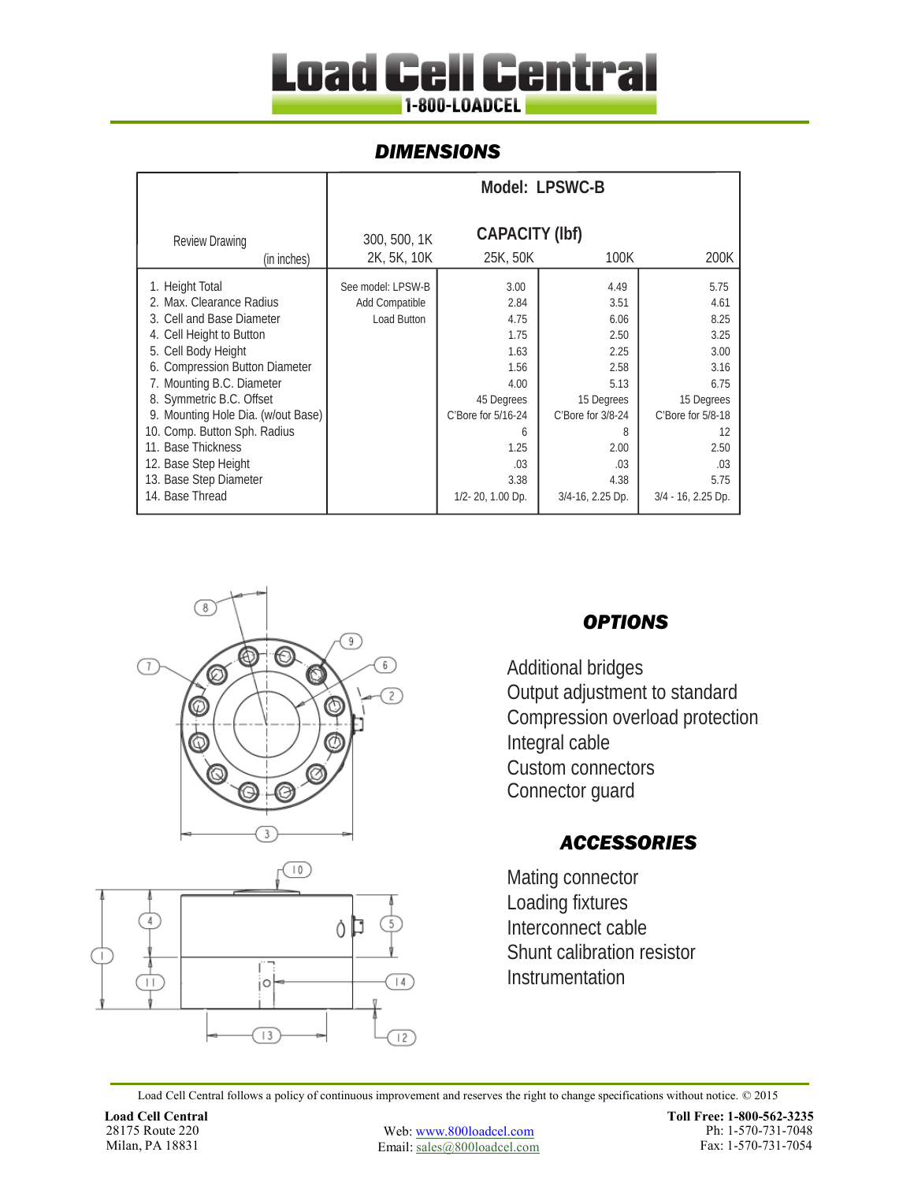# DIMENSIONS

| Review Drawing (in inches) | Model: LPSWC-B 300, 500, 1K 2K, 5K, 10K | CAPACITY (lbf) 25K, 50K | 100K | 200K |
|---|---|---|---|---|
| 1. Height Total | See model: LPSW-B | 3.00 | 4.49 | 5.75 |
| 2. Max. Clearance Radius | Add Compatible | 2.84 | 3.51 | 4.61 |
| 3. Cell and Base Diameter | Load Button | 4.75 | 6.06 | 8.25 |
| 4. Cell Height to Button | | 1.75 | 2.50 | 3.25 |
| 5. Cell Body Height | | 1.63 | 2.25 | 3.00 |
| 6. Compression Button Diameter | | 1.56 | 2.58 | 3.16 |
| 7. Mounting B.C. Diameter | | 4.00 | 5.13 | 6.75 |
| 8. Symmetric B.C. Offset | | 45 Degrees | 15 Degrees | 15 Degrees |
| 9. Mounting Hole Dia. (w/out Base) | | C'Bore for 5/16-24 | C'Bore for 3/8-24 | C'Bore for 5/8-18 |
| 10. Comp. Button Sph. Radius | | 6 | 8 | 12 |
| 11. Base Thickness | | 1.25 | 2.00 | 2.50 |
| 12. Base Step Height | | .03 | .03 | .03 |
| 13. Base Step Diameter | | 3.38 | 4.38 | 5.75 |
| 14. Base Thread | | 1/2- 20, 1.00 Dp. | 3/4-16, 2.25 Dp. | 3/4 - 16, 2.25 Dp. |

## OPTIONS

Additional bridges
Output adjustment to standard
Compression overload protection
Integral cable
Custom connectors
Connector guard

## ACCESSORIES

Mating connector
Loading fixtures
Interconnect cable
Shunt calibration resistor
Instrumentation

Load Cell Central follows a policy of continuous improvement and reserves the right to change specifications without notice. © 2015

**Load Cell Central**
28175 Route 220
Milan, PA 18831

Web: www.800loadcel.com
Email: sales@800loadcel.com

**Toll Free: 1-800-562-3235**
Ph: 1-570-731-7048
Fax: 1-570-731-7054